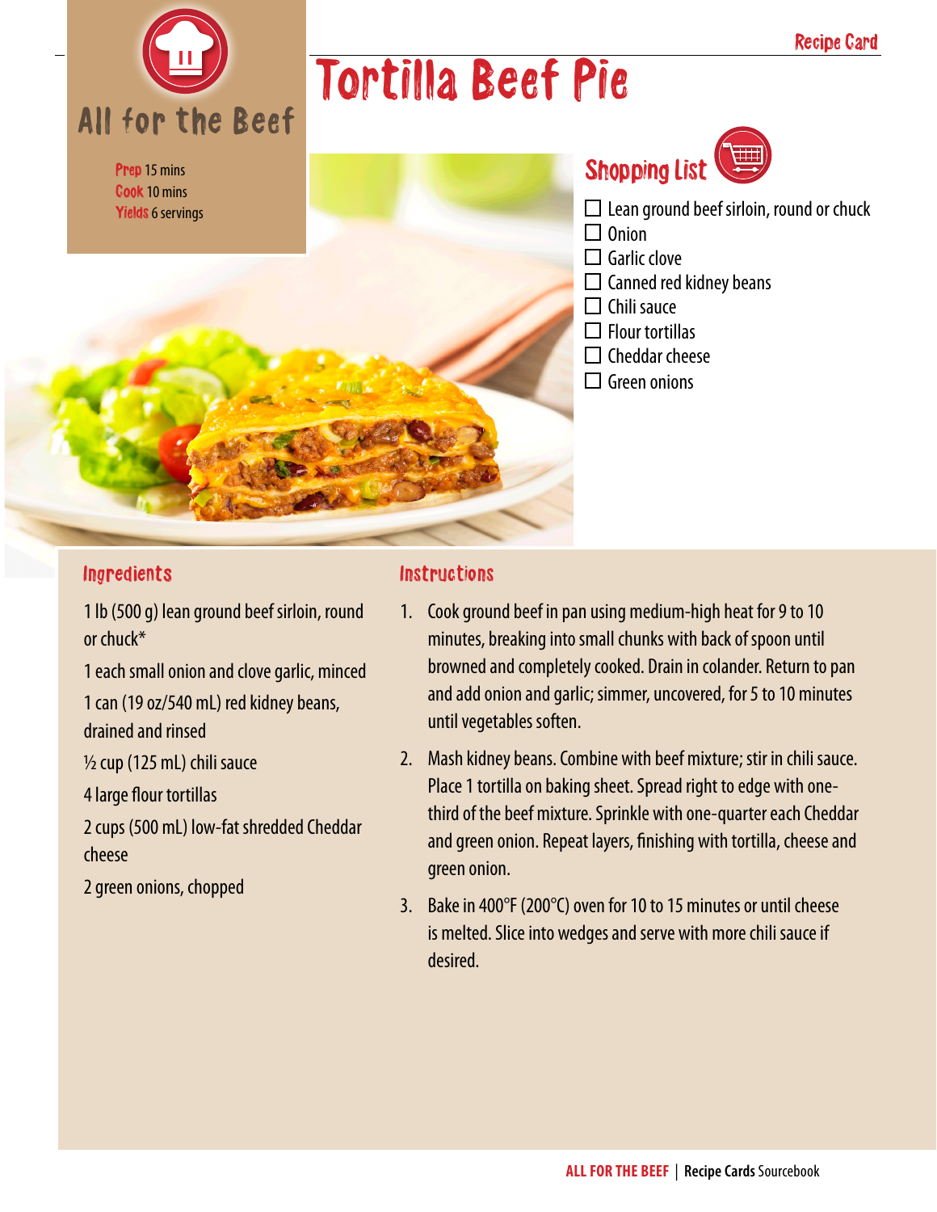Recipe Card

# Tortilla Beef Pie

## All for the Beef

**Prep** 15 mins
**Cook** 10 mins
**Yields** 6 servings

## Shopping List

- ☐ Lean ground beef sirloin, round or chuck
- ☐ Onion
- ☐ Garlic clove
- ☐ Canned red kidney beans
- ☐ Chili sauce
- ☐ Flour tortillas
- ☐ Cheddar cheese
- ☐ Green onions

## Ingredients

1 lb (500 g) lean ground beef sirloin, round or chuck*

1 each small onion and clove garlic, minced

1 can (19 oz/540 mL) red kidney beans, drained and rinsed

½ cup (125 mL) chili sauce

4 large flour tortillas

2 cups (500 mL) low-fat shredded Cheddar cheese

2 green onions, chopped

## Instructions

1. Cook ground beef in pan using medium-high heat for 9 to 10 minutes, breaking into small chunks with back of spoon until browned and completely cooked. Drain in colander. Return to pan and add onion and garlic; simmer, uncovered, for 5 to 10 minutes until vegetables soften.
2. Mash kidney beans. Combine with beef mixture; stir in chili sauce. Place 1 tortilla on baking sheet. Spread right to edge with one-third of the beef mixture. Sprinkle with one-quarter each Cheddar and green onion. Repeat layers, finishing with tortilla, cheese and green onion.
3. Bake in 400°F (200°C) oven for 10 to 15 minutes or until cheese is melted. Slice into wedges and serve with more chili sauce if desired.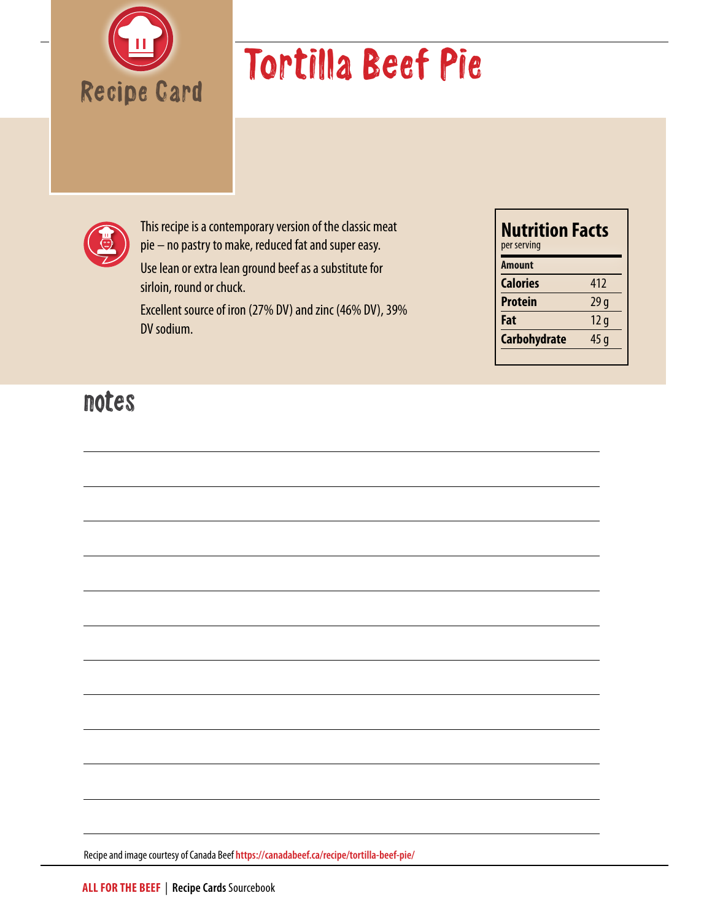Recipe Card

# Tortilla Beef Pie

This recipe is a contemporary version of the classic meat pie – no pastry to make, reduced fat and super easy.

Use lean or extra lean ground beef as a substitute for sirloin, round or chuck.

Excellent source of iron (27% DV) and zinc (46% DV), 39% DV sodium.

**Nutrition Facts**
per serving

| Amount | |
|---|---|
| **Calories** | 412 |
| **Protein** | 29 g |
| **Fat** | 12 g |
| **Carbohydrate** | 45 g |

## notes

Recipe and image courtesy of Canada Beef https://canadabeef.ca/recipe/tortilla-beef-pie/